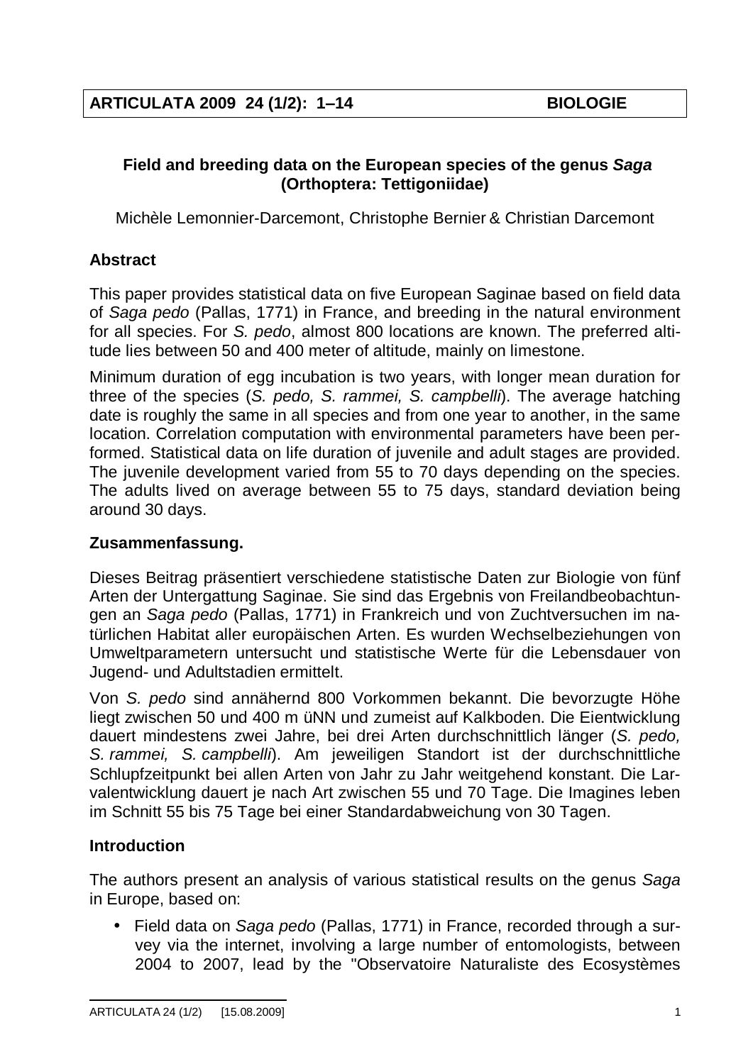# Field and breeding data on the European species of the genus *Saga* (Orthoptera: Tettigoniidae)

Michèle Lemonnier-Darcemont, Christophe Bernier & Christian Darcemont

## Abstract

This paper provides statistical data on five European Saginae based on field data of *Saga pedo* (Pallas, 1771) in France, and breeding in the natural environment for all species. For *S. pedo*, almost 800 locations are known. The preferred altitude lies between 50 and 400 meter of altitude, mainly on limestone.

Minimum duration of egg incubation is two years, with longer mean duration for three of the species (*S. pedo, S. rammei, S. campbelli*). The average hatching date is roughly the same in all species and from one year to another, in the same location. Correlation computation with environmental parameters have been performed. Statistical data on life duration of juvenile and adult stages are provided. The juvenile development varied from 55 to 70 days depending on the species. The adults lived on average between 55 to 75 days, standard deviation being around 30 days.

## Zusammenfassung.

Dieses Beitrag präsentiert verschiedene statistische Daten zur Biologie von fünf Arten der Untergattung Saginae. Sie sind das Ergebnis von Freilandbeobachtungen an *Saga pedo* (Pallas, 1771) in Frankreich und von Zuchtversuchen im natürlichen Habitat aller europäischen Arten. Es wurden Wechselbeziehungen von Umweltparametern untersucht und statistische Werte für die Lebensdauer von Jugend- und Adultstadien ermittelt.

Von *S. pedo* sind annähernd 800 Vorkommen bekannt. Die bevorzugte Höhe liegt zwischen 50 und 400 m üNN und zumeist auf Kalkboden. Die Eientwicklung dauert mindestens zwei Jahre, bei drei Arten durchschnittlich länger (*S. pedo, S. rammei, S. campbelli*). Am jeweiligen Standort ist der durchschnittliche Schlupfzeitpunkt bei allen Arten von Jahr zu Jahr weitgehend konstant. Die Larvalentwicklung dauert je nach Art zwischen 55 und 70 Tage. Die Imagines leben im Schnitt 55 bis 75 Tage bei einer Standardabweichung von 30 Tagen.

## Introduction

The authors present an analysis of various statistical results on the genus *Saga* in Europe, based on:

- Field data on *Saga pedo* (Pallas, 1771) in France, recorded through a survey via the internet, involving a large number of entomologists, between 2004 to 2007, lead by the "Observatoire Naturaliste des Ecosystèmes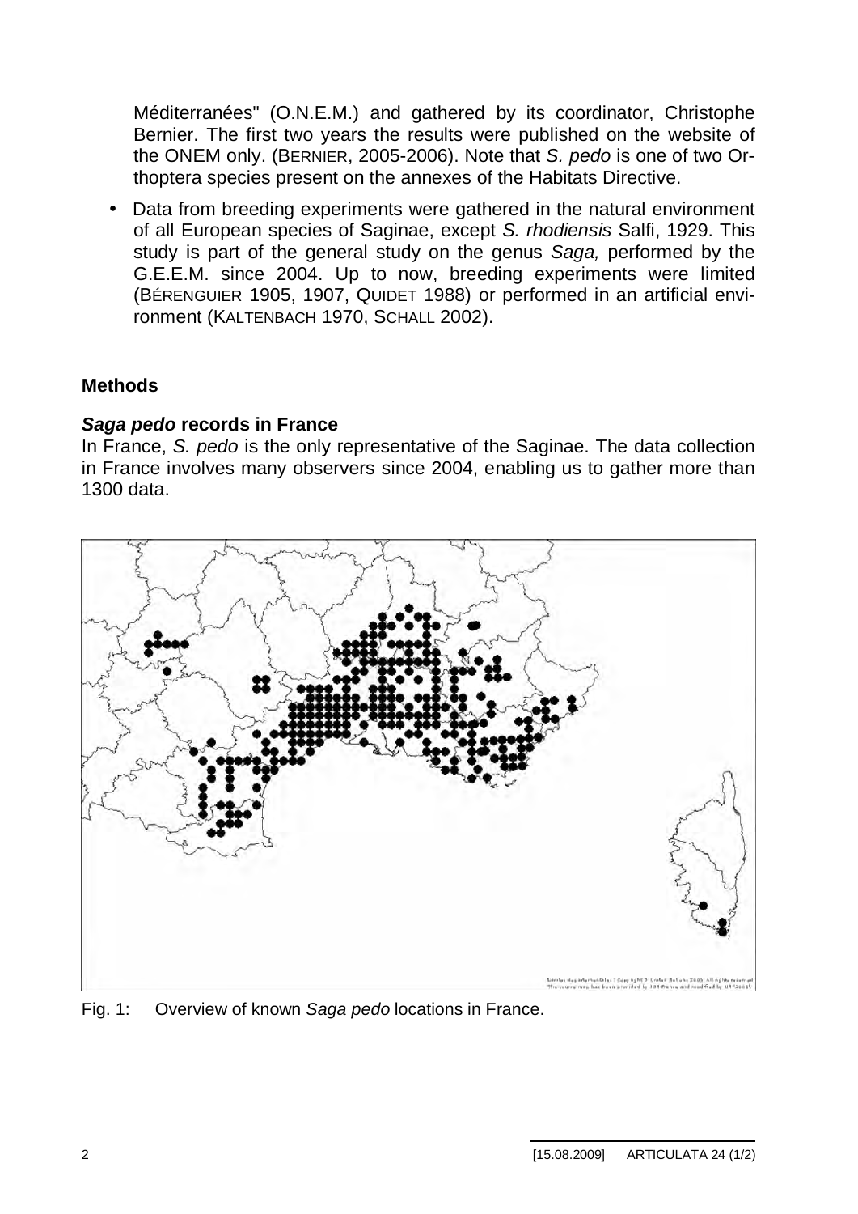Méditerranées" (O.N.E.M.) and gathered by its coordinator, Christophe Bernier. The first two years the results were published on the website of the ONEM only. (BERNIER, 2005-2006). Note that *S. pedo* is one of two Orthoptera species present on the annexes of the Habitats Directive.

- Data from breeding experiments were gathered in the natural environment of all European species of Saginae, except *S. rhodiensis* Salfi, 1929. This study is part of the general study on the genus *Saga,* performed by the G.E.E.M. since 2004. Up to now, breeding experiments were limited (BÉRENGUIER 1905, 1907, QUIDET 1988) or performed in an artificial environment (KALTENBACH 1970, SCHALL 2002).

## Methods

### *Saga pedo* records in France

In France, *S. pedo* is the only representative of the Saginae. The data collection in France involves many observers since 2004, enabling us to gather more than 1300 data.

Fig. 1: Overview of known *Saga pedo* locations in France.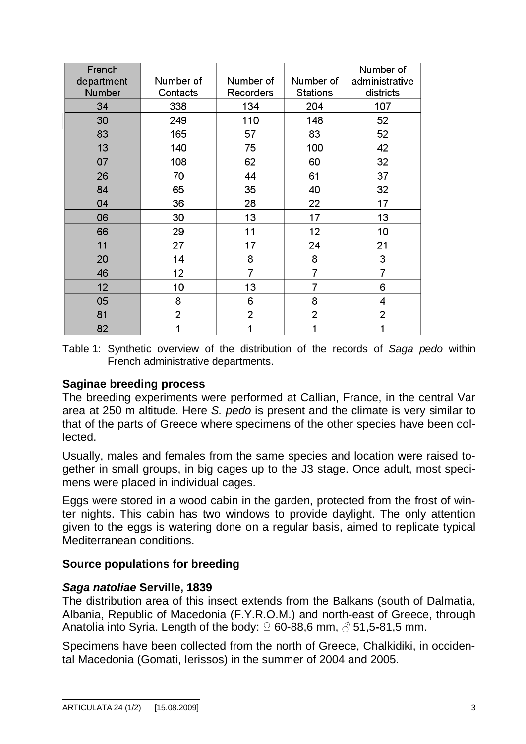| French department Number | Number of Contacts | Number of Recorders | Number of Stations | Number of administrative districts |
|---|---|---|---|---|
| 34 | 338 | 134 | 204 | 107 |
| 30 | 249 | 110 | 148 | 52 |
| 83 | 165 | 57 | 83 | 52 |
| 13 | 140 | 75 | 100 | 42 |
| 07 | 108 | 62 | 60 | 32 |
| 26 | 70 | 44 | 61 | 37 |
| 84 | 65 | 35 | 40 | 32 |
| 04 | 36 | 28 | 22 | 17 |
| 06 | 30 | 13 | 17 | 13 |
| 66 | 29 | 11 | 12 | 10 |
| 11 | 27 | 17 | 24 | 21 |
| 20 | 14 | 8 | 8 | 3 |
| 46 | 12 | 7 | 7 | 7 |
| 12 | 10 | 13 | 7 | 6 |
| 05 | 8 | 6 | 8 | 4 |
| 81 | 2 | 2 | 2 | 2 |
| 82 | 1 | 1 | 1 | 1 |

Table 1: Synthetic overview of the distribution of the records of *Saga pedo* within French administrative departments.

### Saginae breeding process

The breeding experiments were performed at Callian, France, in the central Var area at 250 m altitude. Here *S. pedo* is present and the climate is very similar to that of the parts of Greece where specimens of the other species have been collected.

Usually, males and females from the same species and location were raised together in small groups, in big cages up to the J3 stage. Once adult, most specimens were placed in individual cages.

Eggs were stored in a wood cabin in the garden, protected from the frost of winter nights. This cabin has two windows to provide daylight. The only attention given to the eggs is watering done on a regular basis, aimed to replicate typical Mediterranean conditions.

### Source populations for breeding

#### *Saga natoliae* Serville, 1839

The distribution area of this insect extends from the Balkans (south of Dalmatia, Albania, Republic of Macedonia (F.Y.R.O.M.) and north-east of Greece, through Anatolia into Syria. Length of the body: ♀ 60-88,6 mm, ♂ 51,5-81,5 mm.

Specimens have been collected from the north of Greece, Chalkidiki, in occidental Macedonia (Gomati, Ierissos) in the summer of 2004 and 2005.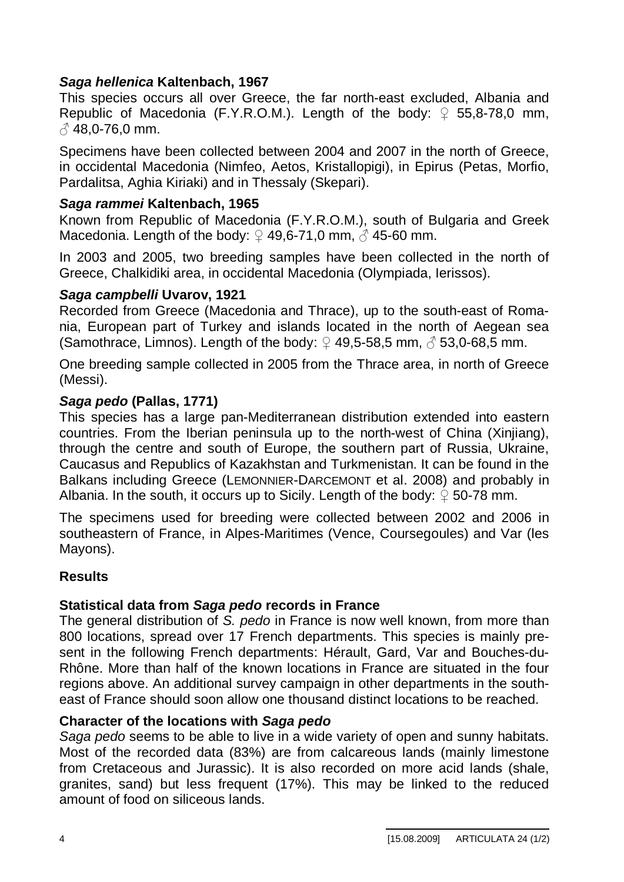***Saga hellenica* Kaltenbach, 1967**

This species occurs all over Greece, the far north-east excluded, Albania and Republic of Macedonia (F.Y.R.O.M.). Length of the body: ♀ 55,8-78,0 mm, ♂ 48,0-76,0 mm.

Specimens have been collected between 2004 and 2007 in the north of Greece, in occidental Macedonia (Nimfeo, Aetos, Kristallopigi), in Epirus (Petas, Morfio, Pardalitsa, Aghia Kiriaki) and in Thessaly (Skepari).

***Saga rammei* Kaltenbach, 1965**

Known from Republic of Macedonia (F.Y.R.O.M.), south of Bulgaria and Greek Macedonia. Length of the body: ♀ 49,6-71,0 mm, ♂ 45-60 mm.

In 2003 and 2005, two breeding samples have been collected in the north of Greece, Chalkidiki area, in occidental Macedonia (Olympiada, Ierissos).

***Saga campbelli* Uvarov, 1921**

Recorded from Greece (Macedonia and Thrace), up to the south-east of Romania, European part of Turkey and islands located in the north of Aegean sea (Samothrace, Limnos). Length of the body: ♀ 49,5-58,5 mm, ♂ 53,0-68,5 mm.

One breeding sample collected in 2005 from the Thrace area, in north of Greece (Messi).

***Saga pedo* (Pallas, 1771)**

This species has a large pan-Mediterranean distribution extended into eastern countries. From the Iberian peninsula up to the north-west of China (Xinjiang), through the centre and south of Europe, the southern part of Russia, Ukraine, Caucasus and Republics of Kazakhstan and Turkmenistan. It can be found in the Balkans including Greece (LEMONNIER-DARCEMONT et al. 2008) and probably in Albania. In the south, it occurs up to Sicily. Length of the body: ♀ 50-78 mm.

The specimens used for breeding were collected between 2002 and 2006 in southeastern of France, in Alpes-Maritimes (Vence, Coursegoules) and Var (les Mayons).

## Results

### Statistical data from *Saga pedo* records in France

The general distribution of *S. pedo* in France is now well known, from more than 800 locations, spread over 17 French departments. This species is mainly present in the following French departments: Hérault, Gard, Var and Bouches-du-Rhône. More than half of the known locations in France are situated in the four regions above. An additional survey campaign in other departments in the south-east of France should soon allow one thousand distinct locations to be reached.

### Character of the locations with *Saga pedo*

*Saga pedo* seems to be able to live in a wide variety of open and sunny habitats. Most of the recorded data (83%) are from calcareous lands (mainly limestone from Cretaceous and Jurassic). It is also recorded on more acid lands (shale, granites, sand) but less frequent (17%). This may be linked to the reduced amount of food on siliceous lands.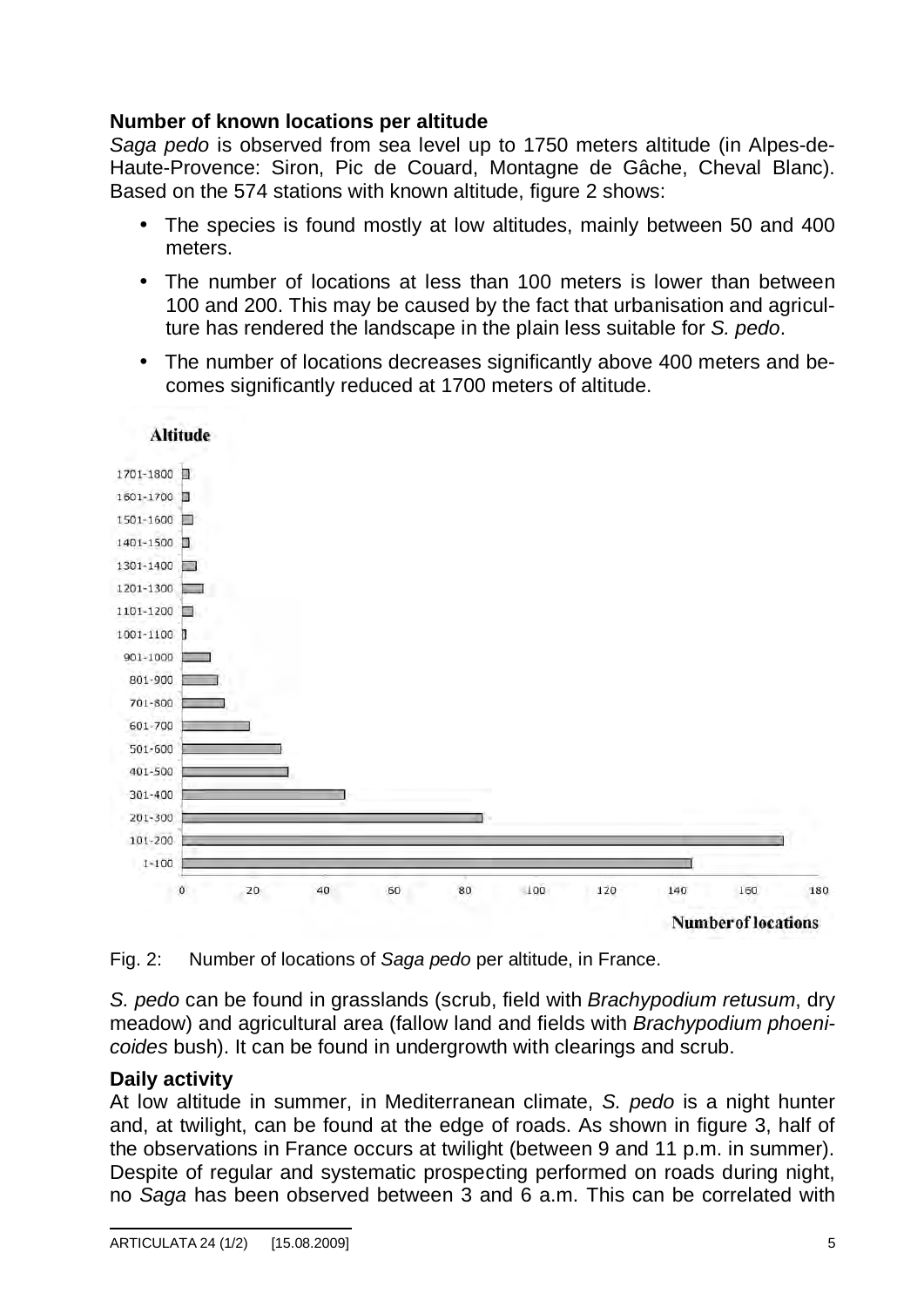**Number of known locations per altitude**

*Saga pedo* is observed from sea level up to 1750 meters altitude (in Alpes-de-Haute-Provence: Siron, Pic de Couard, Montagne de Gâche, Cheval Blanc). Based on the 574 stations with known altitude, figure 2 shows:

- The species is found mostly at low altitudes, mainly between 50 and 400 meters.
- The number of locations at less than 100 meters is lower than between 100 and 200. This may be caused by the fact that urbanisation and agriculture has rendered the landscape in the plain less suitable for *S. pedo*.
- The number of locations decreases significantly above 400 meters and becomes significantly reduced at 1700 meters of altitude.

Fig. 2: Number of locations of *Saga pedo* per altitude, in France.

*S. pedo* can be found in grasslands (scrub, field with *Brachypodium retusum*, dry meadow) and agricultural area (fallow land and fields with *Brachypodium phoenicoides* bush). It can be found in undergrowth with clearings and scrub.

**Daily activity**

At low altitude in summer, in Mediterranean climate, *S. pedo* is a night hunter and, at twilight, can be found at the edge of roads. As shown in figure 3, half of the observations in France occurs at twilight (between 9 and 11 p.m. in summer). Despite of regular and systematic prospecting performed on roads during night, no *Saga* has been observed between 3 and 6 a.m. This can be correlated with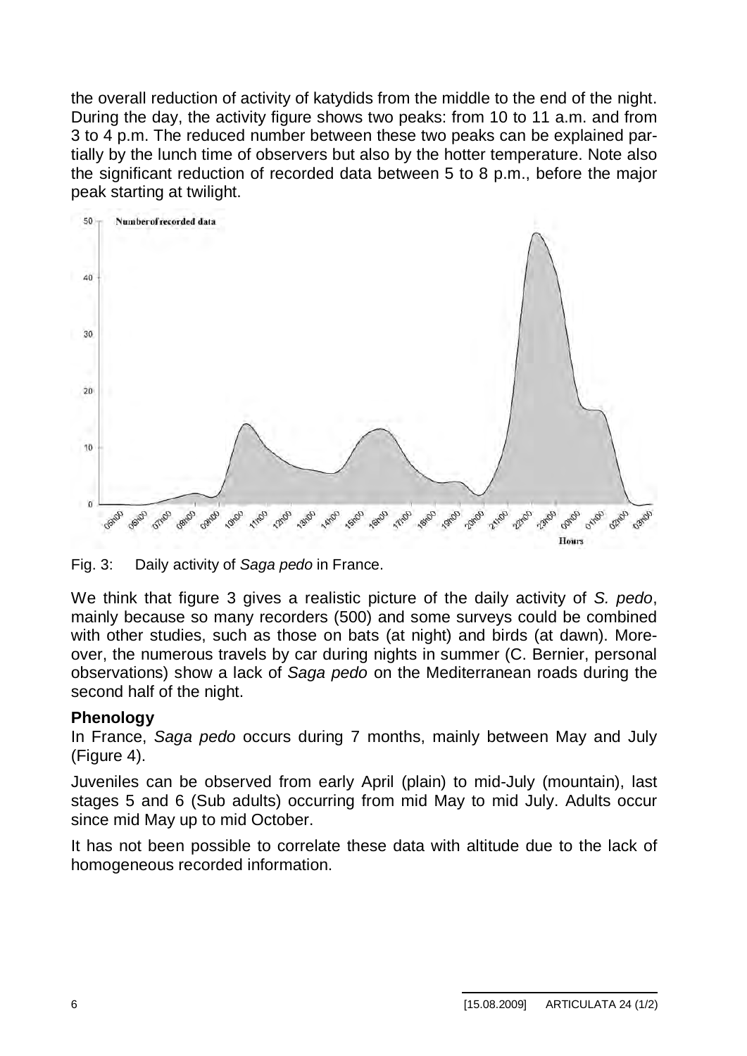the overall reduction of activity of katydids from the middle to the end of the night. During the day, the activity figure shows two peaks: from 10 to 11 a.m. and from 3 to 4 p.m. The reduced number between these two peaks can be explained partially by the lunch time of observers but also by the hotter temperature. Note also the significant reduction of recorded data between 5 to 8 p.m., before the major peak starting at twilight.

Fig. 3: Daily activity of *Saga pedo* in France.

We think that figure 3 gives a realistic picture of the daily activity of *S. pedo*, mainly because so many recorders (500) and some surveys could be combined with other studies, such as those on bats (at night) and birds (at dawn). Moreover, the numerous travels by car during nights in summer (C. Bernier, personal observations) show a lack of *Saga pedo* on the Mediterranean roads during the second half of the night.

**Phenology**

In France, *Saga pedo* occurs during 7 months, mainly between May and July (Figure 4).

Juveniles can be observed from early April (plain) to mid-July (mountain), last stages 5 and 6 (Sub adults) occurring from mid May to mid July. Adults occur since mid May up to mid October.

It has not been possible to correlate these data with altitude due to the lack of homogeneous recorded information.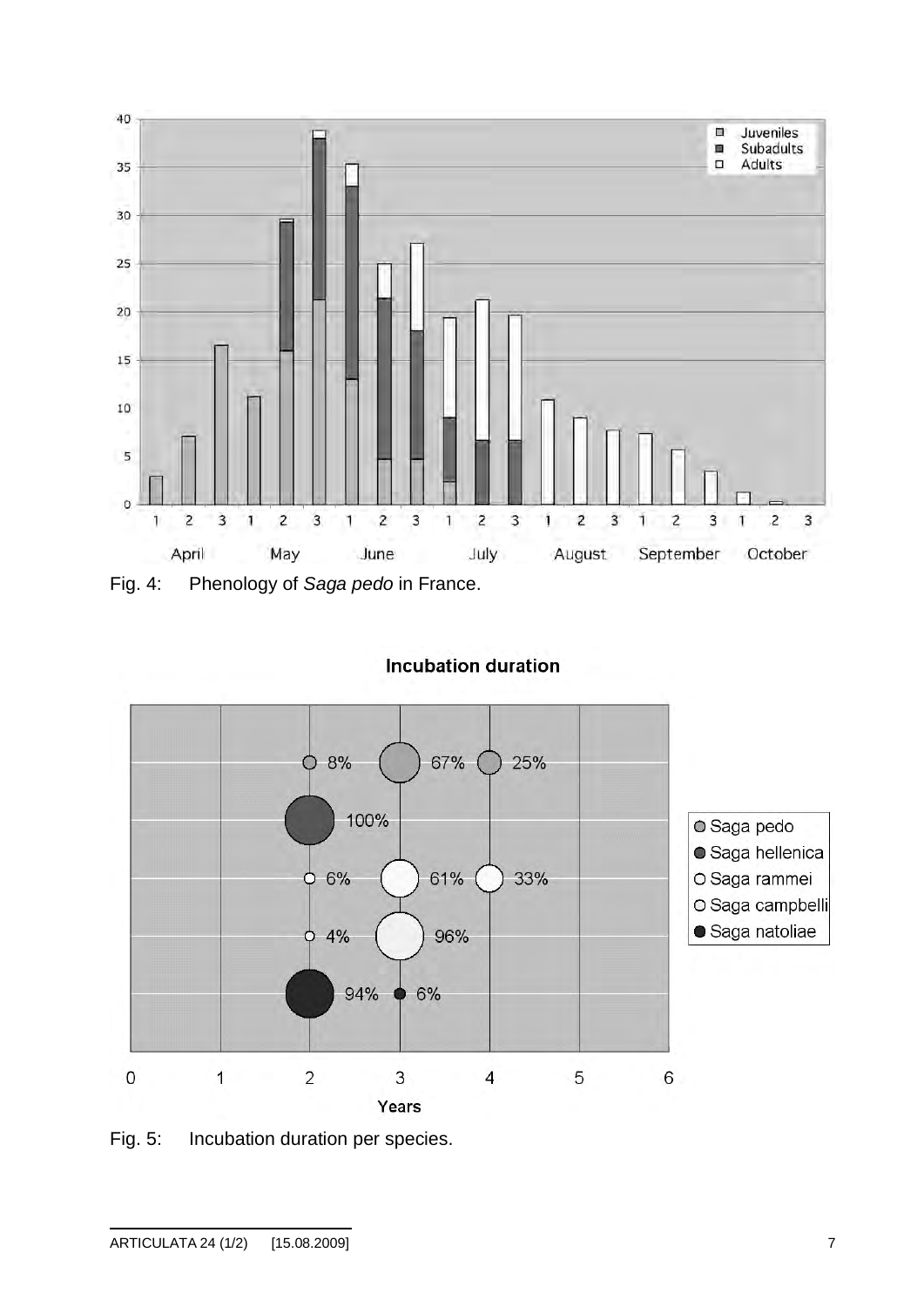Fig. 4: Phenology of *Saga pedo* in France.

Fig. 5: Incubation duration per species.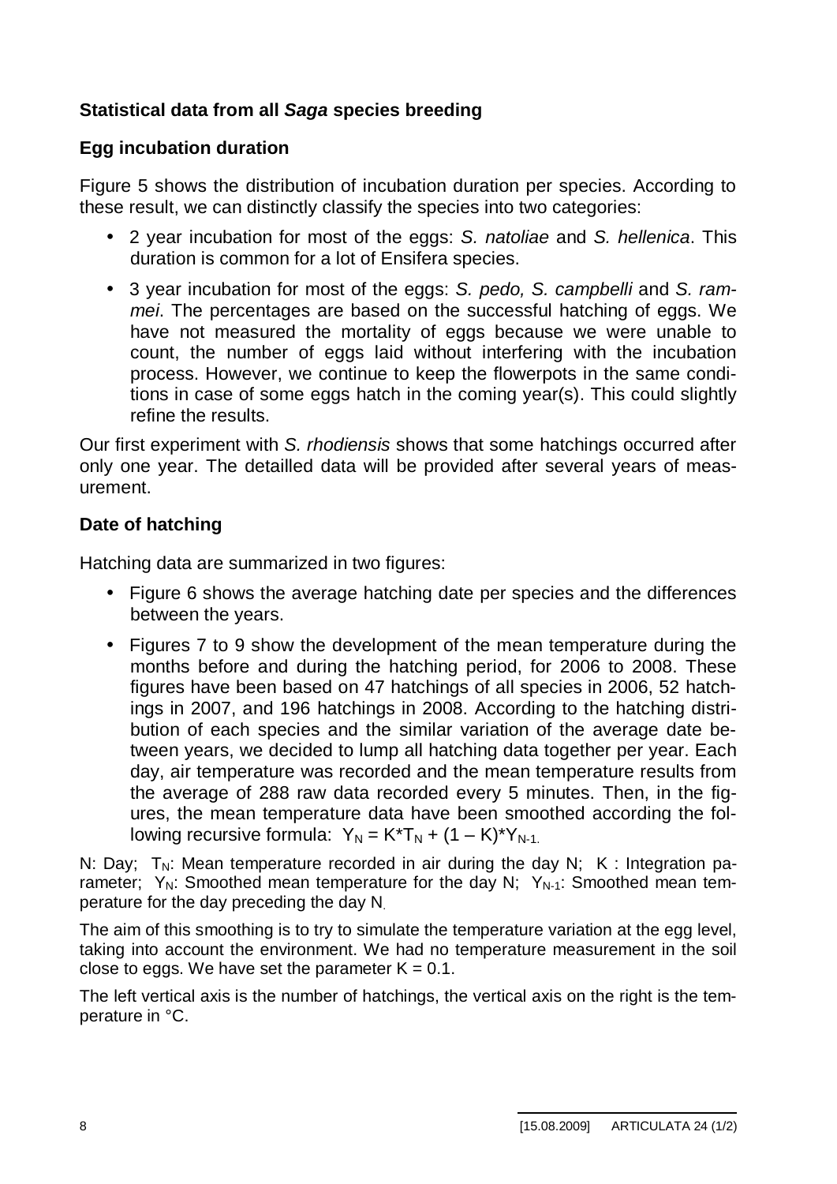### Statistical data from all *Saga* species breeding

### Egg incubation duration

Figure 5 shows the distribution of incubation duration per species. According to these result, we can distinctly classify the species into two categories:

- 2 year incubation for most of the eggs: *S. natoliae* and *S. hellenica*. This duration is common for a lot of Ensifera species.
- 3 year incubation for most of the eggs: *S. pedo, S. campbelli* and *S. rammei*. The percentages are based on the successful hatching of eggs. We have not measured the mortality of eggs because we were unable to count, the number of eggs laid without interfering with the incubation process. However, we continue to keep the flowerpots in the same conditions in case of some eggs hatch in the coming year(s). This could slightly refine the results.

Our first experiment with *S. rhodiensis* shows that some hatchings occurred after only one year. The detailled data will be provided after several years of measurement.

### Date of hatching

Hatching data are summarized in two figures:

- Figure 6 shows the average hatching date per species and the differences between the years.
- Figures 7 to 9 show the development of the mean temperature during the months before and during the hatching period, for 2006 to 2008. These figures have been based on 47 hatchings of all species in 2006, 52 hatchings in 2007, and 196 hatchings in 2008. According to the hatching distribution of each species and the similar variation of the average date between years, we decided to lump all hatching data together per year. Each day, air temperature was recorded and the mean temperature results from the average of 288 raw data recorded every 5 minutes. Then, in the figures, the mean temperature data have been smoothed according the following recursive formula: $Y_N = K*T_N + (1 - K)*Y_{N-1.}$

N: Day; $T_N$: Mean temperature recorded in air during the day N; K : Integration parameter; $Y_N$: Smoothed mean temperature for the day N; $Y_{N-1}$: Smoothed mean temperature for the day preceding the day N.

The aim of this smoothing is to try to simulate the temperature variation at the egg level, taking into account the environment. We had no temperature measurement in the soil close to eggs. We have set the parameter $K = 0.1$.

The left vertical axis is the number of hatchings, the vertical axis on the right is the temperature in °C.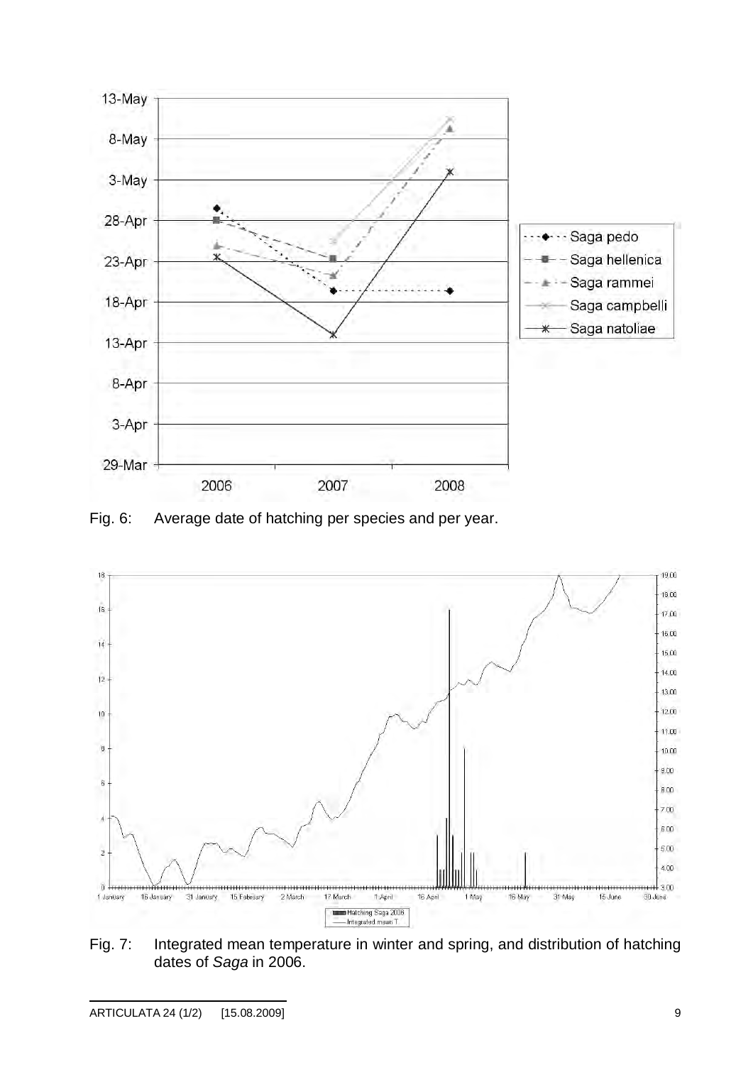Fig. 6: Average date of hatching per species and per year.

Fig. 7: Integrated mean temperature in winter and spring, and distribution of hatching dates of *Saga* in 2006.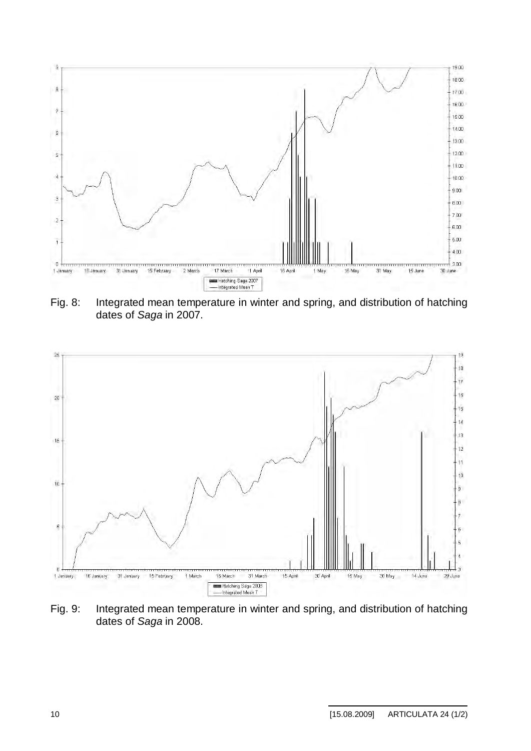Fig. 8: Integrated mean temperature in winter and spring, and distribution of hatching dates of *Saga* in 2007.

Fig. 9: Integrated mean temperature in winter and spring, and distribution of hatching dates of *Saga* in 2008.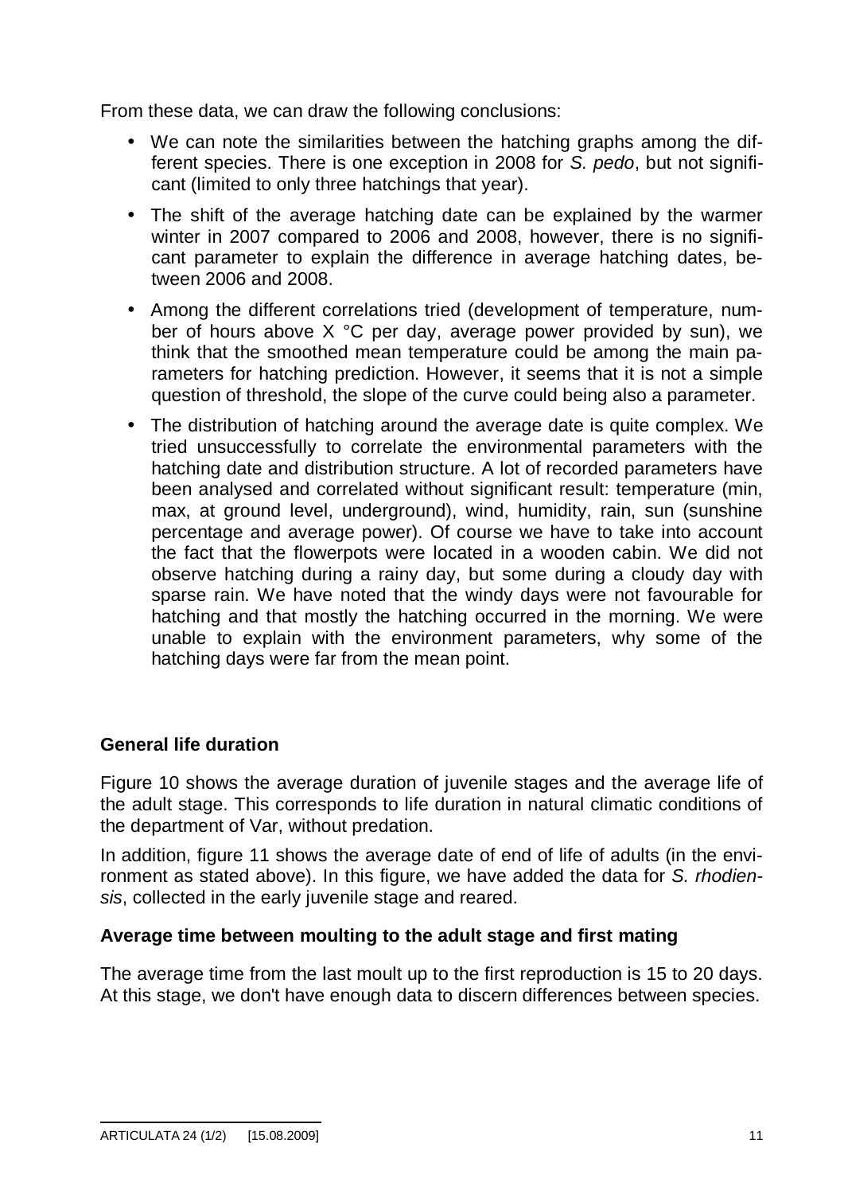From these data, we can draw the following conclusions:

- We can note the similarities between the hatching graphs among the different species. There is one exception in 2008 for *S. pedo*, but not significant (limited to only three hatchings that year).
- The shift of the average hatching date can be explained by the warmer winter in 2007 compared to 2006 and 2008, however, there is no significant parameter to explain the difference in average hatching dates, between 2006 and 2008.
- Among the different correlations tried (development of temperature, number of hours above X °C per day, average power provided by sun), we think that the smoothed mean temperature could be among the main parameters for hatching prediction. However, it seems that it is not a simple question of threshold, the slope of the curve could being also a parameter.
- The distribution of hatching around the average date is quite complex. We tried unsuccessfully to correlate the environmental parameters with the hatching date and distribution structure. A lot of recorded parameters have been analysed and correlated without significant result: temperature (min, max, at ground level, underground), wind, humidity, rain, sun (sunshine percentage and average power). Of course we have to take into account the fact that the flowerpots were located in a wooden cabin. We did not observe hatching during a rainy day, but some during a cloudy day with sparse rain. We have noted that the windy days were not favourable for hatching and that mostly the hatching occurred in the morning. We were unable to explain with the environment parameters, why some of the hatching days were far from the mean point.

**General life duration**

Figure 10 shows the average duration of juvenile stages and the average life of the adult stage. This corresponds to life duration in natural climatic conditions of the department of Var, without predation.

In addition, figure 11 shows the average date of end of life of adults (in the environment as stated above). In this figure, we have added the data for *S. rhodiensis*, collected in the early juvenile stage and reared.

**Average time between moulting to the adult stage and first mating**

The average time from the last moult up to the first reproduction is 15 to 20 days. At this stage, we don't have enough data to discern differences between species.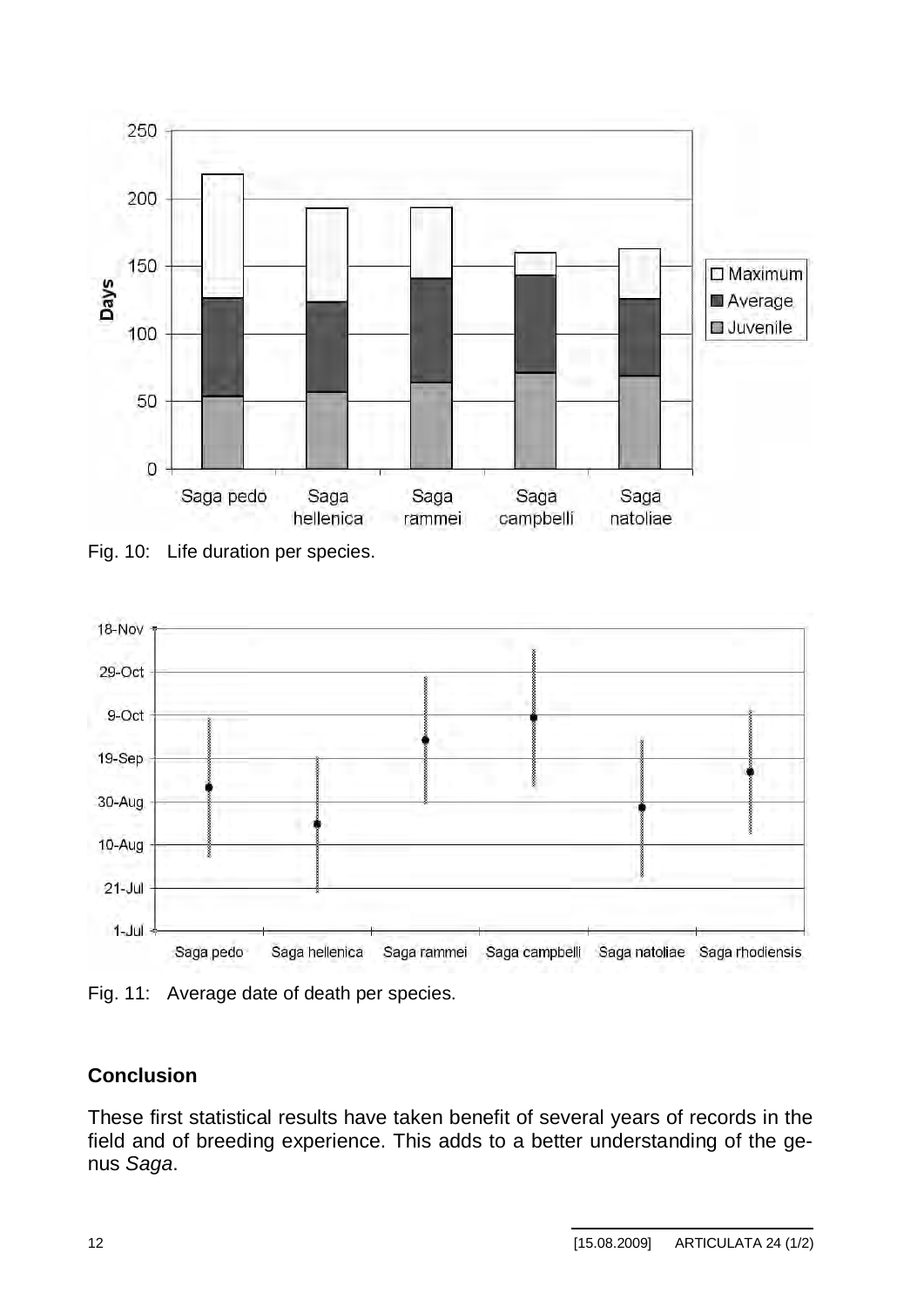Fig. 10: Life duration per species.

Fig. 11: Average date of death per species.

## Conclusion

These first statistical results have taken benefit of several years of records in the field and of breeding experience. This adds to a better understanding of the genus *Saga*.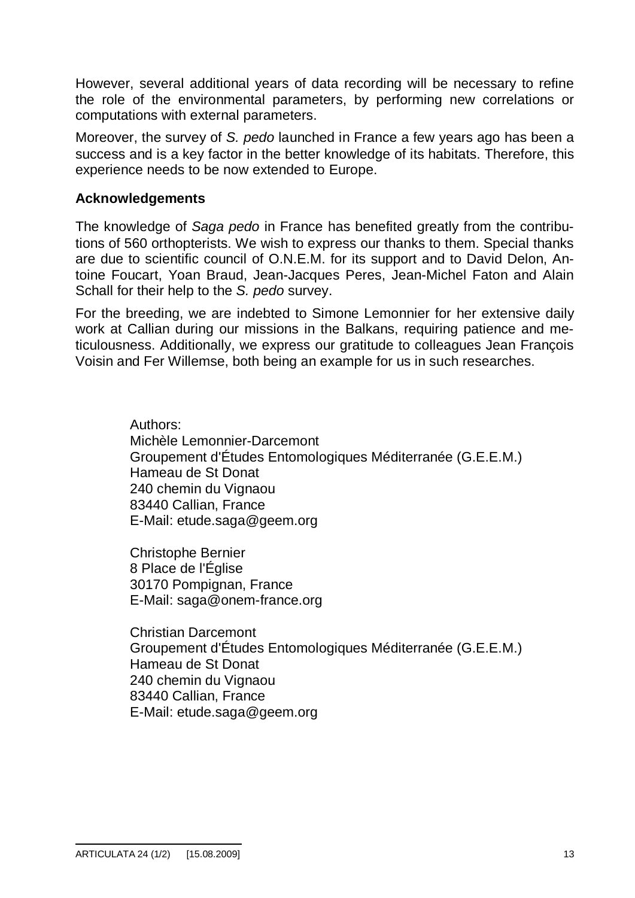However, several additional years of data recording will be necessary to refine the role of the environmental parameters, by performing new correlations or computations with external parameters.

Moreover, the survey of *S. pedo* launched in France a few years ago has been a success and is a key factor in the better knowledge of its habitats. Therefore, this experience needs to be now extended to Europe.

**Acknowledgements**

The knowledge of *Saga pedo* in France has benefited greatly from the contributions of 560 orthopterists. We wish to express our thanks to them. Special thanks are due to scientific council of O.N.E.M. for its support and to David Delon, Antoine Foucart, Yoan Braud, Jean-Jacques Peres, Jean-Michel Faton and Alain Schall for their help to the *S. pedo* survey.

For the breeding, we are indebted to Simone Lemonnier for her extensive daily work at Callian during our missions in the Balkans, requiring patience and meticulousness. Additionally, we express our gratitude to colleagues Jean François Voisin and Fer Willemse, both being an example for us in such researches.

Authors:
Michèle Lemonnier-Darcemont
Groupement d'Études Entomologiques Méditerranée (G.E.E.M.)
Hameau de St Donat
240 chemin du Vignaou
83440 Callian, France
E-Mail: etude.saga@geem.org

Christophe Bernier
8 Place de l'Église
30170 Pompignan, France
E-Mail: saga@onem-france.org

Christian Darcemont
Groupement d'Études Entomologiques Méditerranée (G.E.E.M.)
Hameau de St Donat
240 chemin du Vignaou
83440 Callian, France
E-Mail: etude.saga@geem.org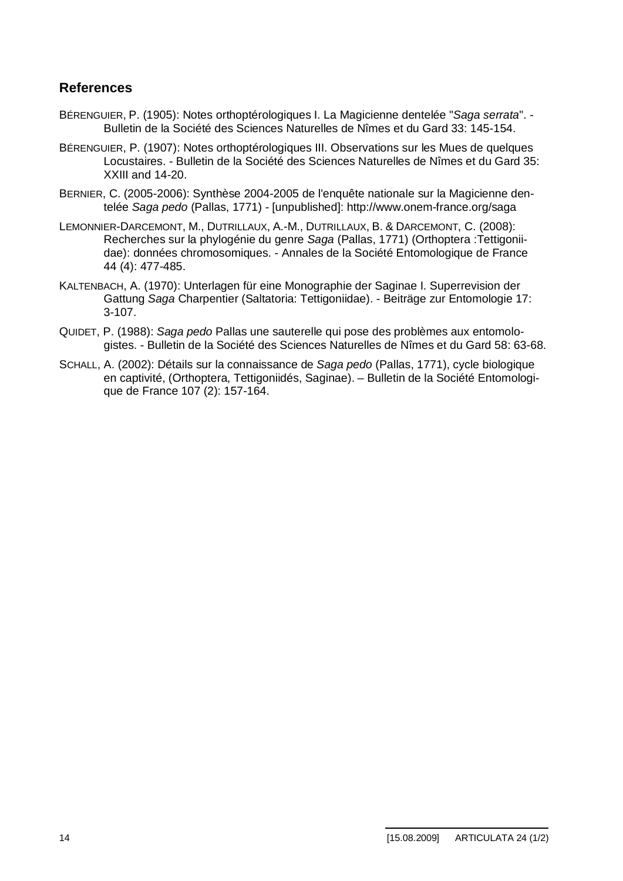## References

BÉRENGUIER, P. (1905): Notes orthoptérologiques I. La Magicienne dentelée "*Saga serrata*". - Bulletin de la Société des Sciences Naturelles de Nîmes et du Gard 33: 145-154.

BÉRENGUIER, P. (1907): Notes orthoptérologiques III. Observations sur les Mues de quelques Locustaires. - Bulletin de la Société des Sciences Naturelles de Nîmes et du Gard 35: XXIII and 14-20.

BERNIER, C. (2005-2006): Synthèse 2004-2005 de l'enquête nationale sur la Magicienne dentelée *Saga pedo* (Pallas, 1771) - [unpublished]: http://www.onem-france.org/saga

LEMONNIER-DARCEMONT, M., DUTRILLAUX, A.-M., DUTRILLAUX, B. & DARCEMONT, C. (2008): Recherches sur la phylogénie du genre *Saga* (Pallas, 1771) (Orthoptera :Tettigoniidae): données chromosomiques. - Annales de la Société Entomologique de France 44 (4): 477-485.

KALTENBACH, A. (1970): Unterlagen für eine Monographie der Saginae I. Superrevision der Gattung *Saga* Charpentier (Saltatoria: Tettigoniidae). - Beiträge zur Entomologie 17: 3-107.

QUIDET, P. (1988): *Saga pedo* Pallas une sauterelle qui pose des problèmes aux entomologistes. - Bulletin de la Société des Sciences Naturelles de Nîmes et du Gard 58: 63-68.

SCHALL, A. (2002): Détails sur la connaissance de *Saga pedo* (Pallas, 1771), cycle biologique en captivité, (Orthoptera, Tettigoniidés, Saginae). – Bulletin de la Société Entomologique de France 107 (2): 157-164.